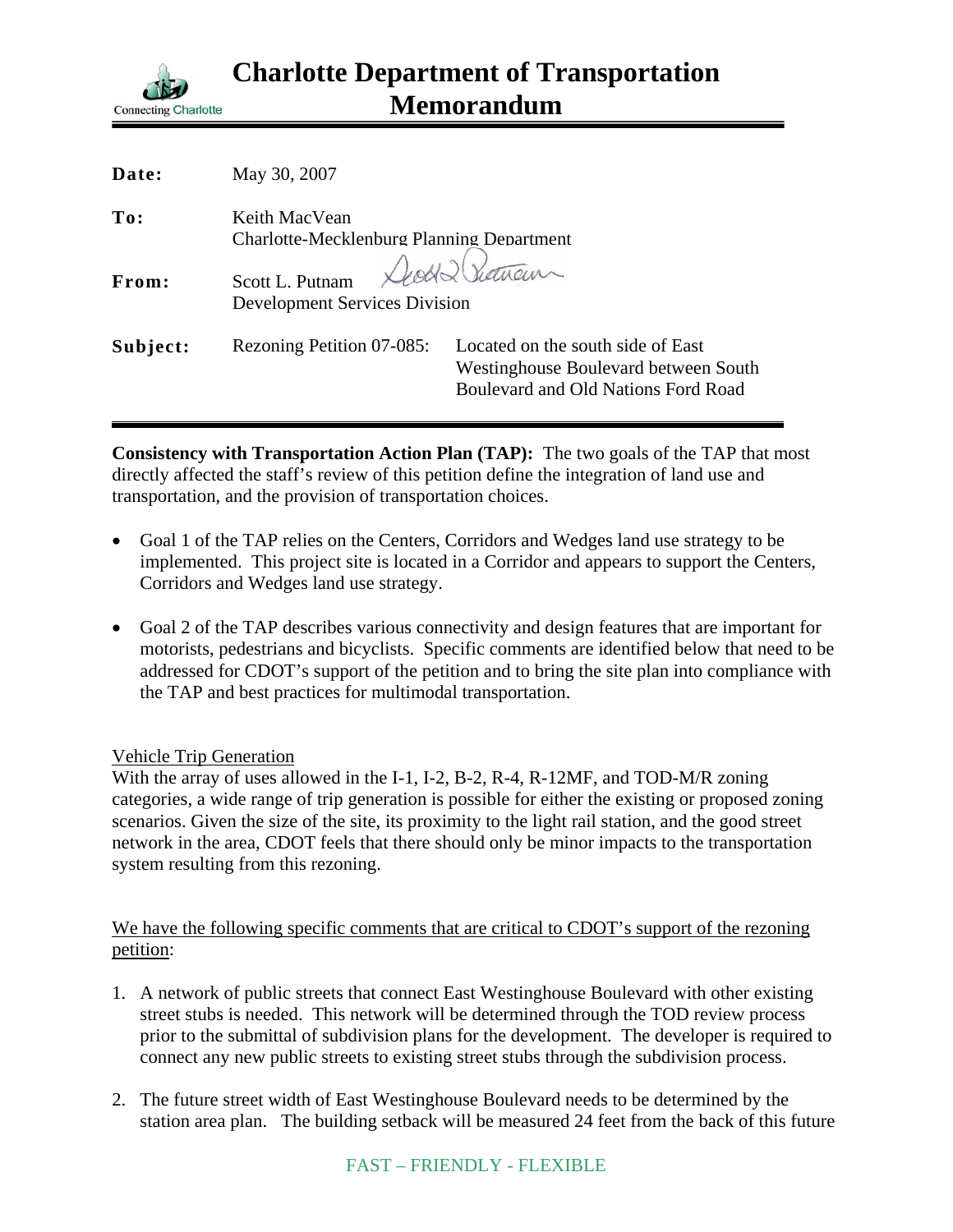# Charlotte Department of Transportation Memorandum

| | |
|---|---|
| **Date:** | May 30, 2007 |
| **To:** | Keith MacVean<br>Charlotte-Mecklenburg Planning Department |
| **From:** | Scott L. Putnam<br>Development Services Division |
| **Subject:** | Rezoning Petition 07-085: Located on the south side of East Westinghouse Boulevard between South Boulevard and Old Nations Ford Road |

**Consistency with Transportation Action Plan (TAP):** The two goals of the TAP that most directly affected the staff's review of this petition define the integration of land use and transportation, and the provision of transportation choices.

- Goal 1 of the TAP relies on the Centers, Corridors and Wedges land use strategy to be implemented. This project site is located in a Corridor and appears to support the Centers, Corridors and Wedges land use strategy.
- Goal 2 of the TAP describes various connectivity and design features that are important for motorists, pedestrians and bicyclists. Specific comments are identified below that need to be addressed for CDOT's support of the petition and to bring the site plan into compliance with the TAP and best practices for multimodal transportation.

Vehicle Trip Generation

With the array of uses allowed in the I-1, I-2, B-2, R-4, R-12MF, and TOD-M/R zoning categories, a wide range of trip generation is possible for either the existing or proposed zoning scenarios. Given the size of the site, its proximity to the light rail station, and the good street network in the area, CDOT feels that there should only be minor impacts to the transportation system resulting from this rezoning.

We have the following specific comments that are critical to CDOT's support of the rezoning petition:

1. A network of public streets that connect East Westinghouse Boulevard with other existing street stubs is needed. This network will be determined through the TOD review process prior to the submittal of subdivision plans for the development. The developer is required to connect any new public streets to existing street stubs through the subdivision process.
2. The future street width of East Westinghouse Boulevard needs to be determined by the station area plan. The building setback will be measured 24 feet from the back of this future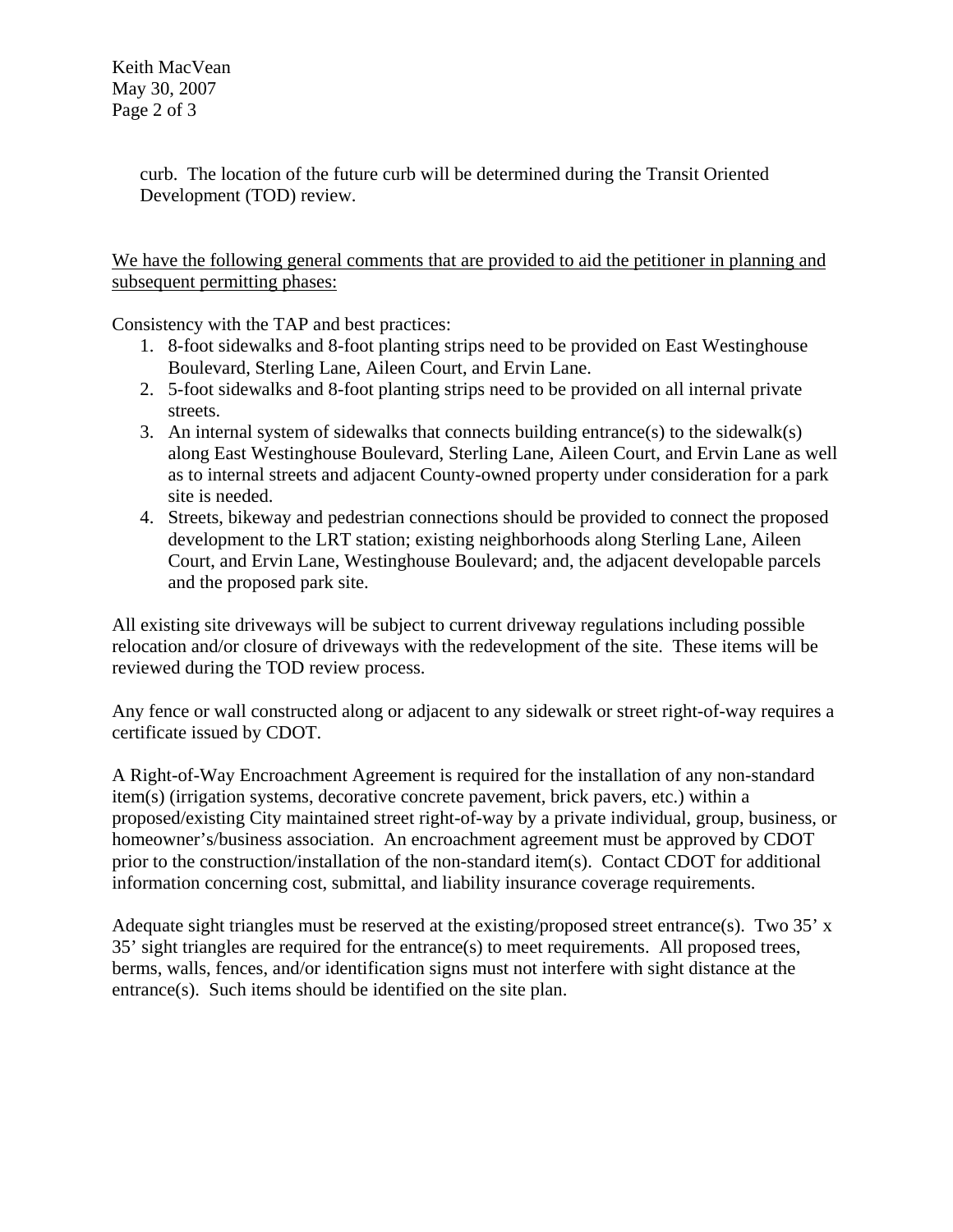curb. The location of the future curb will be determined during the Transit Oriented Development (TOD) review.

<u>We have the following general comments that are provided to aid the petitioner in planning and subsequent permitting phases:</u>

Consistency with the TAP and best practices:

1. 8-foot sidewalks and 8-foot planting strips need to be provided on East Westinghouse Boulevard, Sterling Lane, Aileen Court, and Ervin Lane.
2. 5-foot sidewalks and 8-foot planting strips need to be provided on all internal private streets.
3. An internal system of sidewalks that connects building entrance(s) to the sidewalk(s) along East Westinghouse Boulevard, Sterling Lane, Aileen Court, and Ervin Lane as well as to internal streets and adjacent County-owned property under consideration for a park site is needed.
4. Streets, bikeway and pedestrian connections should be provided to connect the proposed development to the LRT station; existing neighborhoods along Sterling Lane, Aileen Court, and Ervin Lane, Westinghouse Boulevard; and, the adjacent developable parcels and the proposed park site.

All existing site driveways will be subject to current driveway regulations including possible relocation and/or closure of driveways with the redevelopment of the site. These items will be reviewed during the TOD review process.

Any fence or wall constructed along or adjacent to any sidewalk or street right-of-way requires a certificate issued by CDOT.

A Right-of-Way Encroachment Agreement is required for the installation of any non-standard item(s) (irrigation systems, decorative concrete pavement, brick pavers, etc.) within a proposed/existing City maintained street right-of-way by a private individual, group, business, or homeowner's/business association. An encroachment agreement must be approved by CDOT prior to the construction/installation of the non-standard item(s). Contact CDOT for additional information concerning cost, submittal, and liability insurance coverage requirements.

Adequate sight triangles must be reserved at the existing/proposed street entrance(s). Two 35' x 35' sight triangles are required for the entrance(s) to meet requirements. All proposed trees, berms, walls, fences, and/or identification signs must not interfere with sight distance at the entrance(s). Such items should be identified on the site plan.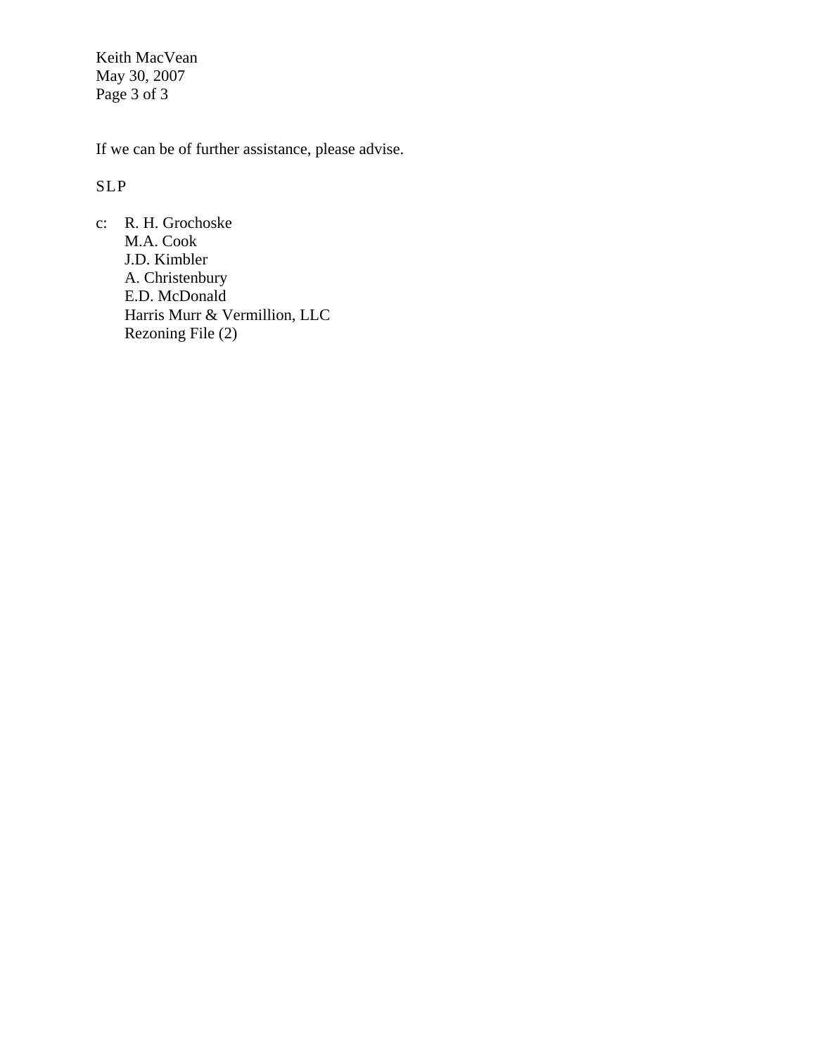If we can be of further assistance, please advise.

SLP

c: R. H. Grochoske
M.A. Cook
J.D. Kimbler
A. Christenbury
E.D. McDonald
Harris Murr & Vermillion, LLC
Rezoning File (2)